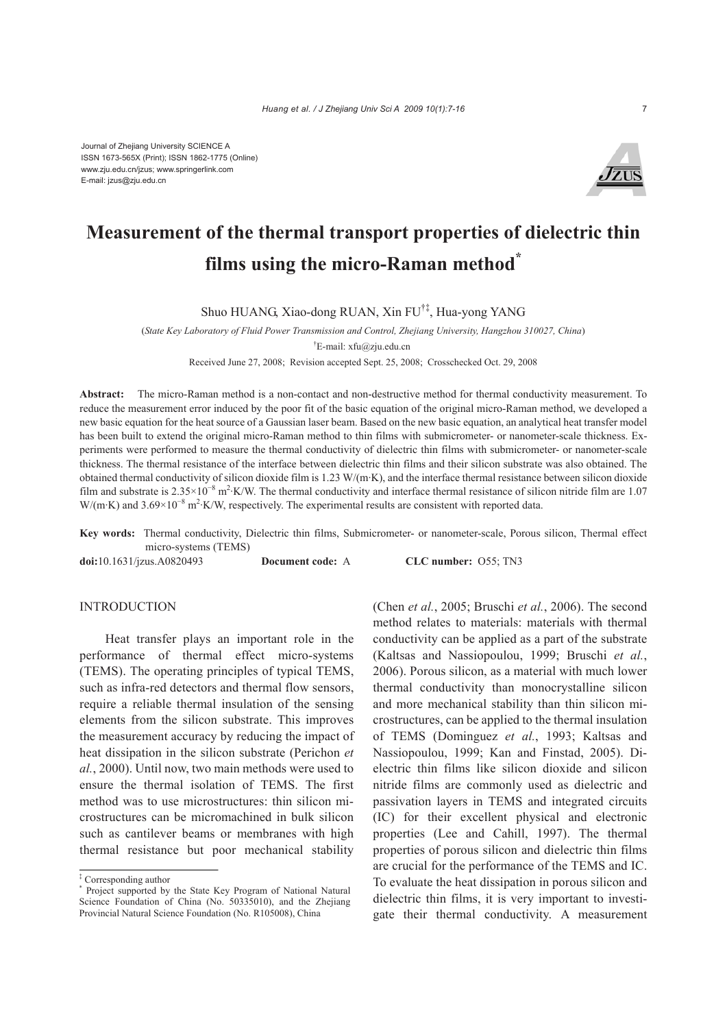Journal of Zhejiang University SCIENCE A
ISSN 1673-565X (Print); ISSN 1862-1775 (Online)
www.zju.edu.cn/jzus; www.springerlink.com
E-mail: jzus@zju.edu.cn

# Measurement of the thermal transport properties of dielectric thin films using the micro-Raman method*

Shuo HUANG, Xiao-dong RUAN, Xin FU[†‡], Hua-yong YANG

(*State Key Laboratory of Fluid Power Transmission and Control, Zhejiang University, Hangzhou 310027, China*)

[†]E-mail: xfu@zju.edu.cn

Received June 27, 2008; Revision accepted Sept. 25, 2008; Crosschecked Oct. 29, 2008

**Abstract:** The micro-Raman method is a non-contact and non-destructive method for thermal conductivity measurement. To reduce the measurement error induced by the poor fit of the basic equation of the original micro-Raman method, we developed a new basic equation for the heat source of a Gaussian laser beam. Based on the new basic equation, an analytical heat transfer model has been built to extend the original micro-Raman method to thin films with submicrometer- or nanometer-scale thickness. Experiments were performed to measure the thermal conductivity of dielectric thin films with submicrometer- or nanometer-scale thickness. The thermal resistance of the interface between dielectric thin films and their silicon substrate was also obtained. The obtained thermal conductivity of silicon dioxide film is 1.23 W/(m·K), and the interface thermal resistance between silicon dioxide film and substrate is $2.35\times10^{-8}$ m$^2$·K/W. The thermal conductivity and interface thermal resistance of silicon nitride film are 1.07 W/(m·K) and $3.69\times10^{-8}$ m$^2$·K/W, respectively. The experimental results are consistent with reported data.

**Key words:** Thermal conductivity, Dielectric thin films, Submicrometer- or nanometer-scale, Porous silicon, Thermal effect micro-systems (TEMS)

**doi:**10.1631/jzus.A0820493 **Document code:** A **CLC number:** O55; TN3

## INTRODUCTION

Heat transfer plays an important role in the performance of thermal effect micro-systems (TEMS). The operating principles of typical TEMS, such as infra-red detectors and thermal flow sensors, require a reliable thermal insulation of the sensing elements from the silicon substrate. This improves the measurement accuracy by reducing the impact of heat dissipation in the silicon substrate (Perichon *et al.*, 2000). Until now, two main methods were used to ensure the thermal isolation of TEMS. The first method was to use microstructures: thin silicon microstructures can be micromachined in bulk silicon such as cantilever beams or membranes with high thermal resistance but poor mechanical stability (Chen *et al.*, 2005; Bruschi *et al.*, 2006). The second method relates to materials: materials with thermal conductivity can be applied as a part of the substrate (Kaltsas and Nassiopoulou, 1999; Bruschi *et al.*, 2006). Porous silicon, as a material with much lower thermal conductivity than monocrystalline silicon and more mechanical stability than thin silicon microstructures, can be applied to the thermal insulation of TEMS (Dominguez *et al.*, 1993; Kaltsas and Nassiopoulou, 1999; Kan and Finstad, 2005). Dielectric thin films like silicon dioxide and silicon nitride films are commonly used as dielectric and passivation layers in TEMS and integrated circuits (IC) for their excellent physical and electronic properties (Lee and Cahill, 1997). The thermal properties of porous silicon and dielectric thin films are crucial for the performance of the TEMS and IC. To evaluate the heat dissipation in porous silicon and dielectric thin films, it is very important to investigate their thermal conductivity. A measurement

---

‡ Corresponding author

\* Project supported by the State Key Program of National Natural Science Foundation of China (No. 50335010), and the Zhejiang Provincial Natural Science Foundation (No. R105008), China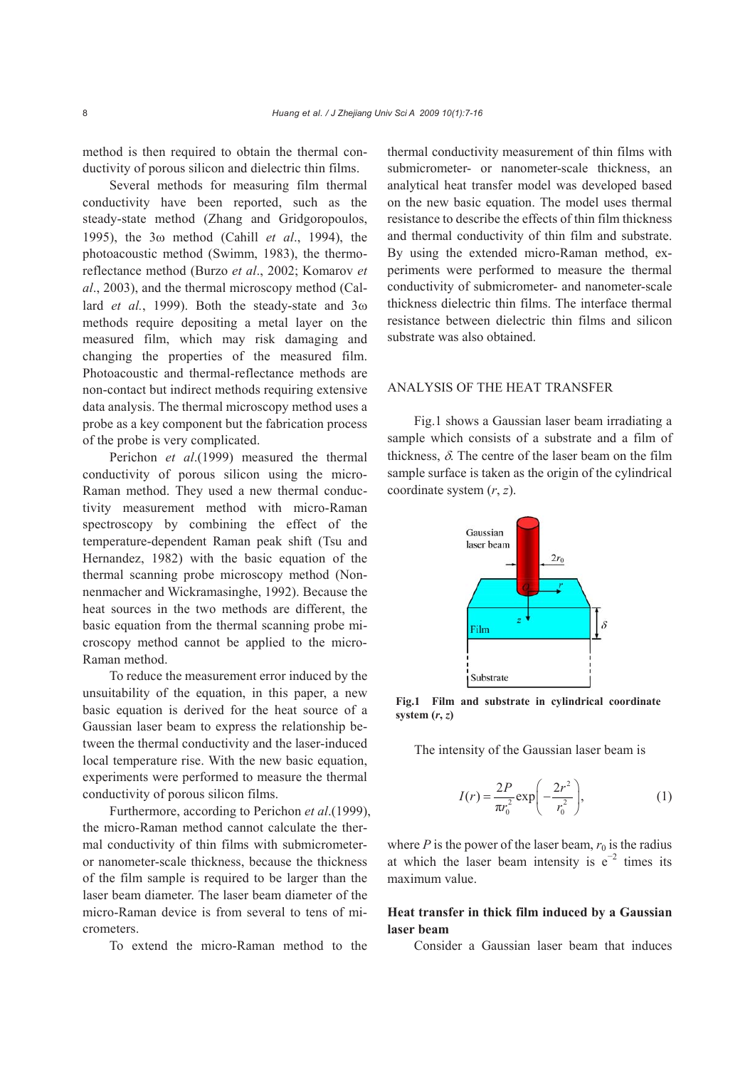method is then required to obtain the thermal conductivity of porous silicon and dielectric thin films.

Several methods for measuring film thermal conductivity have been reported, such as the steady-state method (Zhang and Gridgoropoulos, 1995), the 3ω method (Cahill *et al*., 1994), the photoacoustic method (Swimm, 1983), the thermoreflectance method (Burzo *et al*., 2002; Komarov *et al*., 2003), and the thermal microscopy method (Callard *et al.*, 1999). Both the steady-state and 3ω methods require depositing a metal layer on the measured film, which may risk damaging and changing the properties of the measured film. Photoacoustic and thermal-reflectance methods are non-contact but indirect methods requiring extensive data analysis. The thermal microscopy method uses a probe as a key component but the fabrication process of the probe is very complicated.

Perichon *et al*.(1999) measured the thermal conductivity of porous silicon using the micro-Raman method. They used a new thermal conductivity measurement method with micro-Raman spectroscopy by combining the effect of the temperature-dependent Raman peak shift (Tsu and Hernandez, 1982) with the basic equation of the thermal scanning probe microscopy method (Nonnenmacher and Wickramasinghe, 1992). Because the heat sources in the two methods are different, the basic equation from the thermal scanning probe microscopy method cannot be applied to the micro-Raman method.

To reduce the measurement error induced by the unsuitability of the equation, in this paper, a new basic equation is derived for the heat source of a Gaussian laser beam to express the relationship between the thermal conductivity and the laser-induced local temperature rise. With the new basic equation, experiments were performed to measure the thermal conductivity of porous silicon films.

Furthermore, according to Perichon *et al*.(1999), the micro-Raman method cannot calculate the thermal conductivity of thin films with submicrometer- or nanometer-scale thickness, because the thickness of the film sample is required to be larger than the laser beam diameter. The laser beam diameter of the micro-Raman device is from several to tens of micrometers.

To extend the micro-Raman method to the thermal conductivity measurement of thin films with submicrometer- or nanometer-scale thickness, an analytical heat transfer model was developed based on the new basic equation. The model uses thermal resistance to describe the effects of thin film thickness and thermal conductivity of thin film and substrate. By using the extended micro-Raman method, experiments were performed to measure the thermal conductivity of submicrometer- and nanometer-scale thickness dielectric thin films. The interface thermal resistance between dielectric thin films and silicon substrate was also obtained.

## ANALYSIS OF THE HEAT TRANSFER

Fig.1 shows a Gaussian laser beam irradiating a sample which consists of a substrate and a film of thickness, $\delta$. The centre of the laser beam on the film sample surface is taken as the origin of the cylindrical coordinate system $(r, z)$.

**Fig.1 Film and substrate in cylindrical coordinate system $(r, z)$**

The intensity of the Gaussian laser beam is

$$I(r) = \frac{2P}{\pi r_0^2}\exp\left(-\frac{2r^2}{r_0^2}\right), \tag{1}$$

where $P$ is the power of the laser beam, $r_0$ is the radius at which the laser beam intensity is $e^{-2}$ times its maximum value.

### Heat transfer in thick film induced by a Gaussian laser beam

Consider a Gaussian laser beam that induces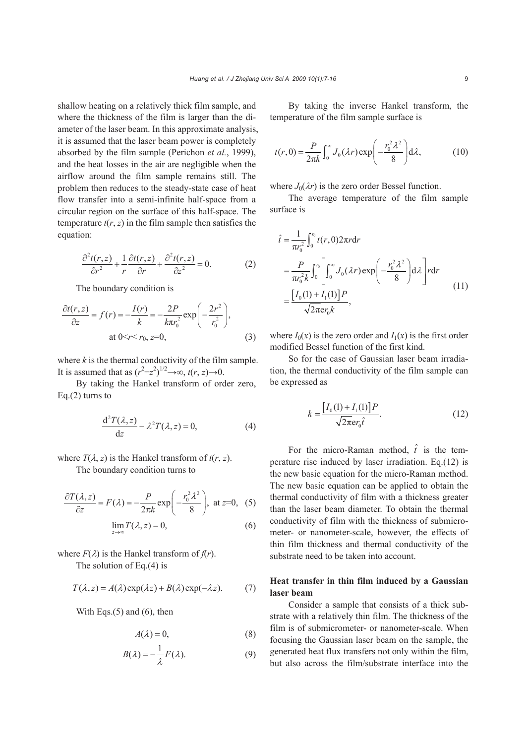shallow heating on a relatively thick film sample, and where the thickness of the film is larger than the diameter of the laser beam. In this approximate analysis, it is assumed that the laser beam power is completely absorbed by the film sample (Perichon *et al.*, 1999), and the heat losses in the air are negligible when the airflow around the film sample remains still. The problem then reduces to the steady-state case of heat flow transfer into a semi-infinite half-space from a circular region on the surface of this half-space. The temperature $t(r, z)$ in the film sample then satisfies the equation:

$$\frac{\partial^2 t(r,z)}{\partial r^2}+\frac{1}{r}\frac{\partial t(r,z)}{\partial r}+\frac{\partial^2 t(r,z)}{\partial z^2}=0. \tag{2}$$

The boundary condition is

$$\frac{\partial t(r,z)}{\partial z}=f(r)=-\frac{I(r)}{k}=-\frac{2P}{k\pi r_0^2}\exp\left(-\frac{2r^2}{r_0^2}\right),$$
$$\text{at } 0<r<r_0,\ z=0, \tag{3}$$

where $k$ is the thermal conductivity of the film sample. It is assumed that as $(r^2+z^2)^{1/2}\to\infty$, $t(r, z)\to 0$.

By taking the Hankel transform of order zero, Eq.(2) turns to

$$\frac{\mathrm{d}^2 T(\lambda,z)}{\mathrm{d}z}-\lambda^2 T(\lambda,z)=0, \tag{4}$$

where $T(\lambda, z)$ is the Hankel transform of $t(r, z)$.

The boundary condition turns to

$$\frac{\partial T(\lambda,z)}{\partial z}=F(\lambda)=-\frac{P}{2\pi k}\exp\left(-\frac{r_0^2\lambda^2}{8}\right),\ \text{at } z=0, \tag{5}$$

$$\lim_{z\to\infty}T(\lambda,z)=0, \tag{6}$$

where $F(\lambda)$ is the Hankel transform of $f(r)$.

The solution of Eq.(4) is

$$T(\lambda,z)=A(\lambda)\exp(\lambda z)+B(\lambda)\exp(-\lambda z). \tag{7}$$

With Eqs.(5) and (6), then

$$A(\lambda)=0, \tag{8}$$

$$B(\lambda)=-\frac{1}{\lambda}F(\lambda). \tag{9}$$

By taking the inverse Hankel transform, the temperature of the film sample surface is

$$t(r,0)=\frac{P}{2\pi k}\int_0^\infty J_0(\lambda r)\exp\left(-\frac{r_0^2\lambda^2}{8}\right)\mathrm{d}\lambda, \tag{10}$$

where $J_0(\lambda r)$ is the zero order Bessel function.

The average temperature of the film sample surface is

$$\begin{aligned}\hat{t}&=\frac{1}{\pi r_0^2}\int_0^{r_0}t(r,0)2\pi r\mathrm{d}r\\&=\frac{P}{\pi r_0^2 k}\int_0^{r_0}\left[\int_0^\infty J_0(\lambda r)\exp\left(-\frac{r_0^2\lambda^2}{8}\right)\mathrm{d}\lambda\right]r\mathrm{d}r\\&=\frac{\left[I_0(1)+I_1(1)\right]P}{\sqrt{2\pi}\mathrm{e}r_0 k},\end{aligned} \tag{11}$$

where $I_0(x)$ is the zero order and $I_1(x)$ is the first order modified Bessel function of the first kind.

So for the case of Gaussian laser beam irradiation, the thermal conductivity of the film sample can be expressed as

$$k=\frac{\left[I_0(1)+I_1(1)\right]P}{\sqrt{2\pi}\mathrm{e}r_0\hat{t}}. \tag{12}$$

For the micro-Raman method, $\hat{t}$ is the temperature rise induced by laser irradiation. Eq.(12) is the new basic equation for the micro-Raman method. The new basic equation can be applied to obtain the thermal conductivity of film with a thickness greater than the laser beam diameter. To obtain the thermal conductivity of film with the thickness of submicrometer- or nanometer-scale, however, the effects of thin film thickness and thermal conductivity of the substrate need to be taken into account.

## Heat transfer in thin film induced by a Gaussian laser beam

Consider a sample that consists of a thick substrate with a relatively thin film. The thickness of the film is of submicrometer- or nanometer-scale. When focusing the Gaussian laser beam on the sample, the generated heat flux transfers not only within the film, but also across the film/substrate interface into the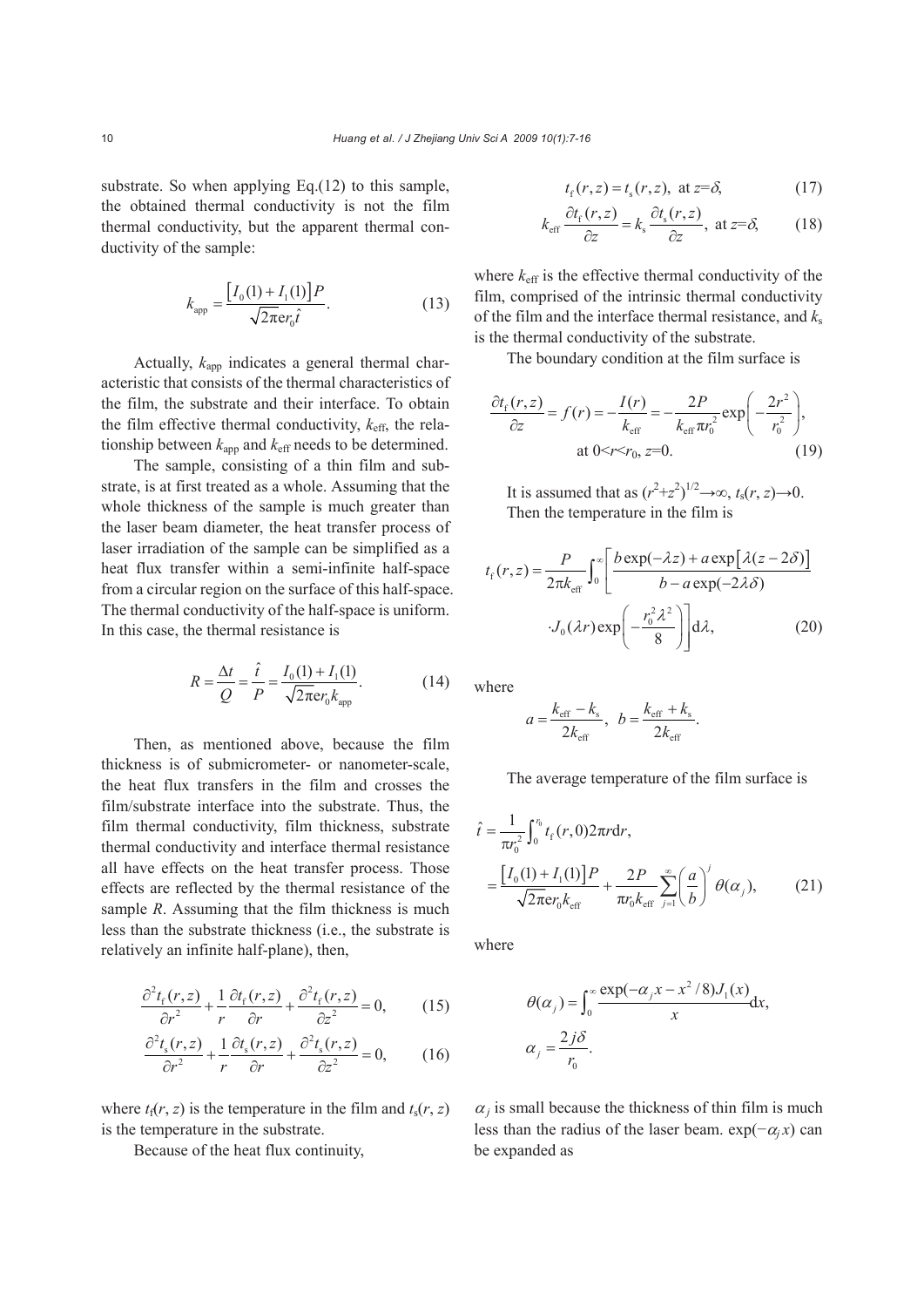substrate. So when applying Eq.(12) to this sample, the obtained thermal conductivity is not the film thermal conductivity, but the apparent thermal conductivity of the sample:

$$k_{\text{app}} = \frac{\left[I_0(1) + I_1(1)\right]P}{\sqrt{2\pi}\mathrm{e}r_0\hat{t}}. \tag{13}$$

Actually, $k_{\text{app}}$ indicates a general thermal characteristic that consists of the thermal characteristics of the film, the substrate and their interface. To obtain the film effective thermal conductivity, $k_{\text{eff}}$, the relationship between $k_{\text{app}}$ and $k_{\text{eff}}$ needs to be determined.

The sample, consisting of a thin film and substrate, is at first treated as a whole. Assuming that the whole thickness of the sample is much greater than the laser beam diameter, the heat transfer process of laser irradiation of the sample can be simplified as a heat flux transfer within a semi-infinite half-space from a circular region on the surface of this half-space. The thermal conductivity of the half-space is uniform. In this case, the thermal resistance is

$$R = \frac{\Delta t}{Q} = \frac{\hat{t}}{P} = \frac{I_0(1) + I_1(1)}{\sqrt{2\pi}\mathrm{e}r_0 k_{\text{app}}}. \tag{14}$$

Then, as mentioned above, because the film thickness is of submicrometer- or nanometer-scale, the heat flux transfers in the film and crosses the film/substrate interface into the substrate. Thus, the film thermal conductivity, film thickness, substrate thermal conductivity and interface thermal resistance all have effects on the heat transfer process. Those effects are reflected by the thermal resistance of the sample $R$. Assuming that the film thickness is much less than the substrate thickness (i.e., the substrate is relatively an infinite half-plane), then,

$$\frac{\partial^2 t_{\text{f}}(r,z)}{\partial r^2} + \frac{1}{r}\frac{\partial t_{\text{f}}(r,z)}{\partial r} + \frac{\partial^2 t_{\text{f}}(r,z)}{\partial z^2} = 0, \tag{15}$$

$$\frac{\partial^2 t_{\text{s}}(r,z)}{\partial r^2} + \frac{1}{r}\frac{\partial t_{\text{s}}(r,z)}{\partial r} + \frac{\partial^2 t_{\text{s}}(r,z)}{\partial z^2} = 0, \tag{16}$$

where $t_{\text{f}}(r, z)$ is the temperature in the film and $t_{\text{s}}(r, z)$ is the temperature in the substrate.

Because of the heat flux continuity,

$$t_{\text{f}}(r,z) = t_{\text{s}}(r,z), \text{ at } z=\delta, \tag{17}$$

$$k_{\text{eff}}\frac{\partial t_{\text{f}}(r,z)}{\partial z} = k_{\text{s}}\frac{\partial t_{\text{s}}(r,z)}{\partial z}, \text{ at } z=\delta, \tag{18}$$

where $k_{\text{eff}}$ is the effective thermal conductivity of the film, comprised of the intrinsic thermal conductivity of the film and the interface thermal resistance, and $k_{\text{s}}$ is the thermal conductivity of the substrate.

The boundary condition at the film surface is

$$\frac{\partial t_{\text{f}}(r,z)}{\partial z} = f(r) = -\frac{I(r)}{k_{\text{eff}}} = -\frac{2P}{k_{\text{eff}}\pi r_0^2}\exp\left(-\frac{2r^2}{r_0^2}\right), \quad \text{at } 0<r<r_0,\ z=0. \tag{19}$$

It is assumed that as $(r^2+z^2)^{1/2}\to\infty$, $t_{\text{s}}(r, z)\to 0$. Then the temperature in the film is

$$t_{\text{f}}(r,z) = \frac{P}{2\pi k_{\text{eff}}}\int_0^{\infty}\left[\frac{b\exp(-\lambda z) + a\exp\left[\lambda(z-2\delta)\right]}{b - a\exp(-2\lambda\delta)} \cdot J_0(\lambda r)\exp\left(-\frac{r_0^2\lambda^2}{8}\right)\right]\mathrm{d}\lambda, \tag{20}$$

where

$$a = \frac{k_{\text{eff}} - k_{\text{s}}}{2k_{\text{eff}}},\quad b = \frac{k_{\text{eff}} + k_{\text{s}}}{2k_{\text{eff}}}.$$

The average temperature of the film surface is

$$\begin{aligned}\hat{t} &= \frac{1}{\pi r_0^2}\int_0^{r_0} t_{\text{f}}(r,0)2\pi r\mathrm{d}r, \\ &= \frac{\left[I_0(1) + I_1(1)\right]P}{\sqrt{2\pi}\mathrm{e}r_0 k_{\text{eff}}} + \frac{2P}{\pi r_0 k_{\text{eff}}}\sum_{j=1}^{\infty}\left(\frac{a}{b}\right)^j \theta(\alpha_j),\end{aligned} \tag{21}$$

where

$$\theta(\alpha_j) = \int_0^{\infty}\frac{\exp(-\alpha_j x - x^2/8)J_1(x)}{x}\mathrm{d}x,$$

$$\alpha_j = \frac{2j\delta}{r_0}.$$

$\alpha_j$ is small because the thickness of thin film is much less than the radius of the laser beam. $\exp(-\alpha_j x)$ can be expanded as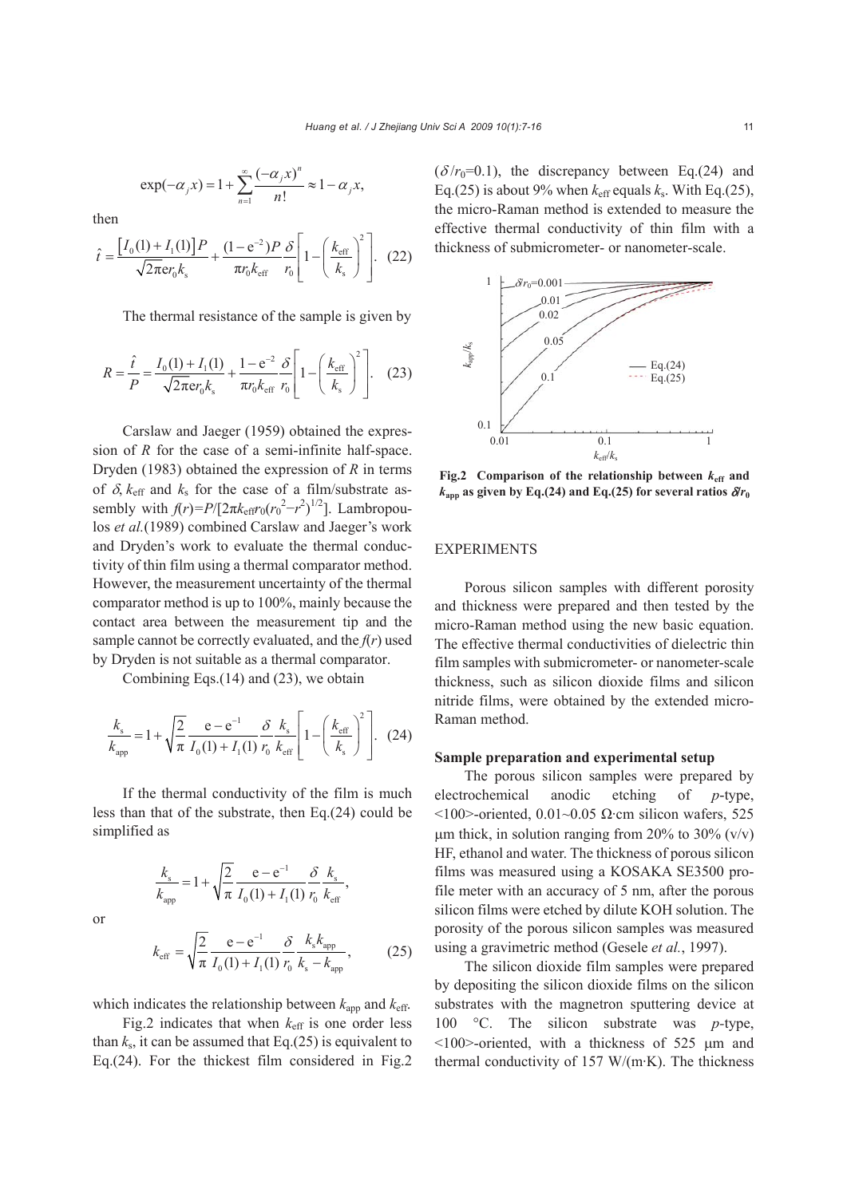$$\exp(-\alpha_j x) = 1 + \sum_{n=1}^{\infty} \frac{(-\alpha_j x)^n}{n!} \approx 1 - \alpha_j x,$$

then

$$\hat{t} = \frac{\left[I_0(1) + I_1(1)\right]P}{\sqrt{2\pi}\mathrm{e}r_0 k_\mathrm{s}} + \frac{(1-\mathrm{e}^{-2})P}{\pi r_0 k_\mathrm{eff}} \frac{\delta}{r_0}\left[1 - \left(\frac{k_\mathrm{eff}}{k_\mathrm{s}}\right)^2\right]. \quad (22)$$

The thermal resistance of the sample is given by

$$R = \frac{\hat{t}}{P} = \frac{I_0(1) + I_1(1)}{\sqrt{2\pi}\mathrm{e}r_0 k_\mathrm{s}} + \frac{1-\mathrm{e}^{-2}}{\pi r_0 k_\mathrm{eff}} \frac{\delta}{r_0}\left[1 - \left(\frac{k_\mathrm{eff}}{k_\mathrm{s}}\right)^2\right]. \quad (23)$$

Carslaw and Jaeger (1959) obtained the expression of $R$ for the case of a semi-infinite half-space. Dryden (1983) obtained the expression of $R$ in terms of $\delta$, $k_\mathrm{eff}$ and $k_\mathrm{s}$ for the case of a film/substrate assembly with $f(r)=P/[2\pi k_\mathrm{eff} r_0 (r_0^2-r^2)^{1/2}]$. Lambropoulos *et al.*(1989) combined Carslaw and Jaeger's work and Dryden's work to evaluate the thermal conductivity of thin film using a thermal comparator method. However, the measurement uncertainty of the thermal comparator method is up to 100%, mainly because the contact area between the measurement tip and the sample cannot be correctly evaluated, and the $f(r)$ used by Dryden is not suitable as a thermal comparator.

Combining Eqs.(14) and (23), we obtain

$$\frac{k_\mathrm{s}}{k_\mathrm{app}} = 1 + \sqrt{\frac{2}{\pi}} \frac{\mathrm{e} - \mathrm{e}^{-1}}{I_0(1) + I_1(1)} \frac{\delta}{r_0} \frac{k_\mathrm{s}}{k_\mathrm{eff}}\left[1 - \left(\frac{k_\mathrm{eff}}{k_\mathrm{s}}\right)^2\right]. \quad (24)$$

If the thermal conductivity of the film is much less than that of the substrate, then Eq.(24) could be simplified as

$$\frac{k_\mathrm{s}}{k_\mathrm{app}} = 1 + \sqrt{\frac{2}{\pi}} \frac{\mathrm{e} - \mathrm{e}^{-1}}{I_0(1) + I_1(1)} \frac{\delta}{r_0} \frac{k_\mathrm{s}}{k_\mathrm{eff}},$$

or

$$k_\mathrm{eff} = \sqrt{\frac{2}{\pi}} \frac{\mathrm{e} - \mathrm{e}^{-1}}{I_0(1) + I_1(1)} \frac{\delta}{r_0} \frac{k_\mathrm{s} k_\mathrm{app}}{k_\mathrm{s} - k_\mathrm{app}}, \quad (25)$$

which indicates the relationship between $k_\mathrm{app}$ and $k_\mathrm{eff}$.

Fig.2 indicates that when $k_\mathrm{eff}$ is one order less than $k_\mathrm{s}$, it can be assumed that Eq.(25) is equivalent to Eq.(24). For the thickest film considered in Fig.2 ($\delta/r_0$=0.1), the discrepancy between Eq.(24) and Eq.(25) is about 9% when $k_\mathrm{eff}$ equals $k_\mathrm{s}$. With Eq.(25), the micro-Raman method is extended to measure the effective thermal conductivity of thin film with a thickness of submicrometer- or nanometer-scale.

**Fig.2 Comparison of the relationship between $k_\mathrm{eff}$ and $k_\mathrm{app}$ as given by Eq.(24) and Eq.(25) for several ratios $\delta/r_0$**

## EXPERIMENTS

Porous silicon samples with different porosity and thickness were prepared and then tested by the micro-Raman method using the new basic equation. The effective thermal conductivities of dielectric thin film samples with submicrometer- or nanometer-scale thickness, such as silicon dioxide films and silicon nitride films, were obtained by the extended micro-Raman method.

### Sample preparation and experimental setup

The porous silicon samples were prepared by electrochemical anodic etching of *p*-type, <100>-oriented, 0.01~0.05 Ω·cm silicon wafers, 525 μm thick, in solution ranging from 20% to 30% (v/v) HF, ethanol and water. The thickness of porous silicon films was measured using a KOSAKA SE3500 profile meter with an accuracy of 5 nm, after the porous silicon films were etched by dilute KOH solution. The porosity of the porous silicon samples was measured using a gravimetric method (Gesele *et al.*, 1997).

The silicon dioxide film samples were prepared by depositing the silicon dioxide films on the silicon substrates with the magnetron sputtering device at 100 °C. The silicon substrate was *p*-type, <100>-oriented, with a thickness of 525 μm and thermal conductivity of 157 W/(m·K). The thickness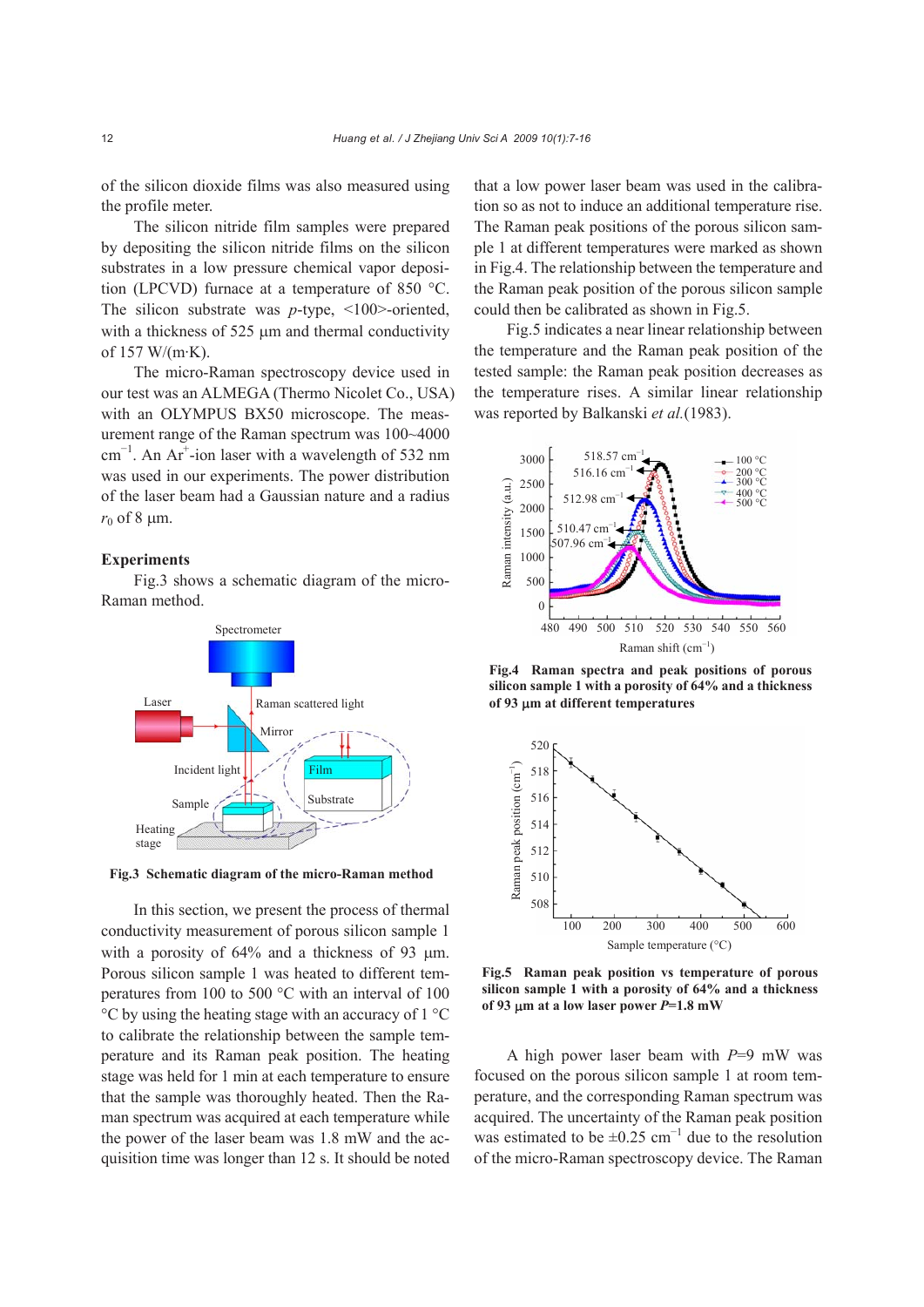of the silicon dioxide films was also measured using the profile meter.

The silicon nitride film samples were prepared by depositing the silicon nitride films on the silicon substrates in a low pressure chemical vapor deposition (LPCVD) furnace at a temperature of 850 °C. The silicon substrate was *p*-type, <100>-oriented, with a thickness of 525 μm and thermal conductivity of 157 W/(m·K).

The micro-Raman spectroscopy device used in our test was an ALMEGA (Thermo Nicolet Co., USA) with an OLYMPUS BX50 microscope. The measurement range of the Raman spectrum was 100~4000 $cm^{-1}$. An $Ar^+$-ion laser with a wavelength of 532 nm was used in our experiments. The power distribution of the laser beam had a Gaussian nature and a radius $r_0$ of 8 μm.

## Experiments

Fig.3 shows a schematic diagram of the micro-Raman method.

**Fig.3 Schematic diagram of the micro-Raman method**

In this section, we present the process of thermal conductivity measurement of porous silicon sample 1 with a porosity of 64% and a thickness of 93 μm. Porous silicon sample 1 was heated to different temperatures from 100 to 500 °C with an interval of 100 °C by using the heating stage with an accuracy of 1 °C to calibrate the relationship between the sample temperature and its Raman peak position. The heating stage was held for 1 min at each temperature to ensure that the sample was thoroughly heated. Then the Raman spectrum was acquired at each temperature while the power of the laser beam was 1.8 mW and the acquisition time was longer than 12 s. It should be noted that a low power laser beam was used in the calibration so as not to induce an additional temperature rise. The Raman peak positions of the porous silicon sample 1 at different temperatures were marked as shown in Fig.4. The relationship between the temperature and the Raman peak position of the porous silicon sample could then be calibrated as shown in Fig.5.

Fig.5 indicates a near linear relationship between the temperature and the Raman peak position of the tested sample: the Raman peak position decreases as the temperature rises. A similar linear relationship was reported by Balkanski *et al.*(1983).

**Fig.4 Raman spectra and peak positions of porous silicon sample 1 with a porosity of 64% and a thickness of 93 μm at different temperatures**

**Fig.5 Raman peak position vs temperature of porous silicon sample 1 with a porosity of 64% and a thickness of 93 μm at a low laser power *P*=1.8 mW**

A high power laser beam with *P*=9 mW was focused on the porous silicon sample 1 at room temperature, and the corresponding Raman spectrum was acquired. The uncertainty of the Raman peak position was estimated to be ±0.25 $cm^{-1}$ due to the resolution of the micro-Raman spectroscopy device. The Raman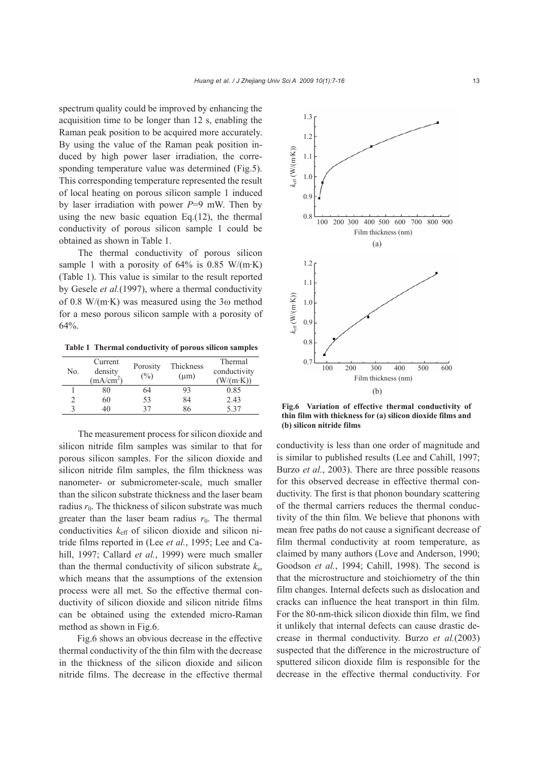spectrum quality could be improved by enhancing the acquisition time to be longer than 12 s, enabling the Raman peak position to be acquired more accurately. By using the value of the Raman peak position induced by high power laser irradiation, the corresponding temperature value was determined (Fig.5). This corresponding temperature represented the result of local heating on porous silicon sample 1 induced by laser irradiation with power $P$=9 mW. Then by using the new basic equation Eq.(12), the thermal conductivity of porous silicon sample 1 could be obtained as shown in Table 1.

The thermal conductivity of porous silicon sample 1 with a porosity of 64% is 0.85 W/(m·K) (Table 1). This value is similar to the result reported by Gesele *et al.*(1997), where a thermal conductivity of 0.8 W/(m·K) was measured using the 3ω method for a meso porous silicon sample with a porosity of 64%.

**Table 1 Thermal conductivity of porous silicon samples**

| No. | Current density (mA/cm$^2$) | Porosity (%) | Thickness (μm) | Thermal conductivity (W/(m·K)) |
|---|---|---|---|---|
| 1 | 80 | 64 | 93 | 0.85 |
| 2 | 60 | 53 | 84 | 2.43 |
| 3 | 40 | 37 | 86 | 5.37 |

The measurement process for silicon dioxide and silicon nitride film samples was similar to that for porous silicon samples. For the silicon dioxide and silicon nitride film samples, the film thickness was nanometer- or submicrometer-scale, much smaller than the silicon substrate thickness and the laser beam radius $r_0$. The thickness of silicon substrate was much greater than the laser beam radius $r_0$. The thermal conductivities $k_{eff}$ of silicon dioxide and silicon nitride films reported in (Lee *et al.*, 1995; Lee and Cahill, 1997; Callard *et al.*, 1999) were much smaller than the thermal conductivity of silicon substrate $k_s$, which means that the assumptions of the extension process were all met. So the effective thermal conductivity of silicon dioxide and silicon nitride films can be obtained using the extended micro-Raman method as shown in Fig.6.

Fig.6 shows an obvious decrease in the effective thermal conductivity of the thin film with the decrease in the thickness of the silicon dioxide and silicon nitride films. The decrease in the effective thermal conductivity is less than one order of magnitude and is similar to published results (Lee and Cahill, 1997; Burzo *et al.*, 2003). There are three possible reasons for this observed decrease in effective thermal conductivity. The first is that phonon boundary scattering of the thermal carriers reduces the thermal conductivity of the thin film. We believe that phonons with mean free paths do not cause a significant decrease of film thermal conductivity at room temperature, as claimed by many authors (Love and Anderson, 1990; Goodson *et al.*, 1994; Cahill, 1998). The second is that the microstructure and stoichiometry of the thin film changes. Internal defects such as dislocation and cracks can influence the heat transport in thin film. For the 80-nm-thick silicon dioxide thin film, we find it unlikely that internal defects can cause drastic decrease in thermal conductivity. Burzo *et al.*(2003) suspected that the difference in the microstructure of sputtered silicon dioxide film is responsible for the decrease in the effective thermal conductivity. For

**Fig.6 Variation of effective thermal conductivity of thin film with thickness for (a) silicon dioxide films and (b) silicon nitride films**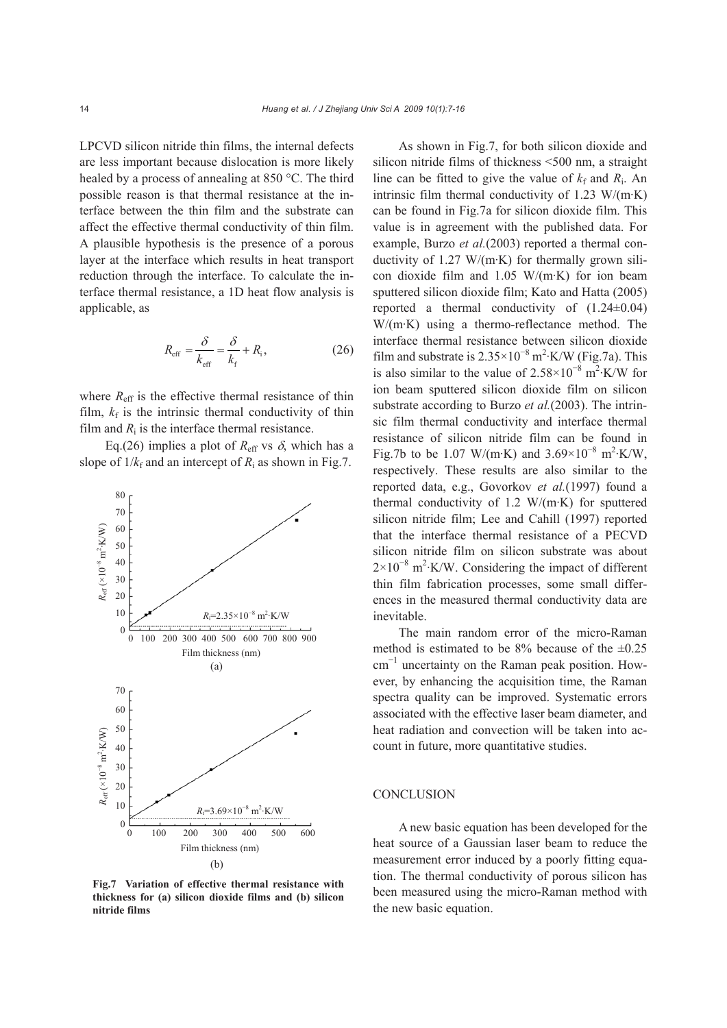LPCVD silicon nitride thin films, the internal defects are less important because dislocation is more likely healed by a process of annealing at 850 °C. The third possible reason is that thermal resistance at the interface between the thin film and the substrate can affect the effective thermal conductivity of thin film. A plausible hypothesis is the presence of a porous layer at the interface which results in heat transport reduction through the interface. To calculate the interface thermal resistance, a 1D heat flow analysis is applicable, as

$$R_{\mathrm{eff}} = \frac{\delta}{k_{\mathrm{eff}}} = \frac{\delta}{k_{\mathrm{f}}} + R_{\mathrm{i}}, \tag{26}$$

where $R_{\mathrm{eff}}$ is the effective thermal resistance of thin film, $k_{\mathrm{f}}$ is the intrinsic thermal conductivity of thin film and $R_{\mathrm{i}}$ is the interface thermal resistance.

Eq.(26) implies a plot of $R_{\mathrm{eff}}$ vs $\delta$, which has a slope of $1/k_{\mathrm{f}}$ and an intercept of $R_{\mathrm{i}}$ as shown in Fig.7.

**Fig.7 Variation of effective thermal resistance with thickness for (a) silicon dioxide films and (b) silicon nitride films**

As shown in Fig.7, for both silicon dioxide and silicon nitride films of thickness <500 nm, a straight line can be fitted to give the value of $k_{\mathrm{f}}$ and $R_{\mathrm{i}}$. An intrinsic film thermal conductivity of 1.23 W/(m·K) can be found in Fig.7a for silicon dioxide film. This value is in agreement with the published data. For example, Burzo *et al.*(2003) reported a thermal conductivity of 1.27 W/(m·K) for thermally grown silicon dioxide film and 1.05 W/(m·K) for ion beam sputtered silicon dioxide film; Kato and Hatta (2005) reported a thermal conductivity of (1.24±0.04) W/(m·K) using a thermo-reflectance method. The interface thermal resistance between silicon dioxide film and substrate is $2.35\times10^{-8}$ m$^2$·K/W (Fig.7a). This is also similar to the value of $2.58\times10^{-8}$ m$^2$·K/W for ion beam sputtered silicon dioxide film on silicon substrate according to Burzo *et al.*(2003). The intrinsic film thermal conductivity and interface thermal resistance of silicon nitride film can be found in Fig.7b to be 1.07 W/(m·K) and $3.69\times10^{-8}$ m$^2$·K/W, respectively. These results are also similar to the reported data, e.g., Govorkov *et al.*(1997) found a thermal conductivity of 1.2 W/(m·K) for sputtered silicon nitride film; Lee and Cahill (1997) reported that the interface thermal resistance of a PECVD silicon nitride film on silicon substrate was about $2\times10^{-8}$ m$^2$·K/W. Considering the impact of different thin film fabrication processes, some small differences in the measured thermal conductivity data are inevitable.

The main random error of the micro-Raman method is estimated to be 8% because of the ±0.25 cm$^{-1}$ uncertainty on the Raman peak position. However, by enhancing the acquisition time, the Raman spectra quality can be improved. Systematic errors associated with the effective laser beam diameter, and heat radiation and convection will be taken into account in future, more quantitative studies.

## CONCLUSION

A new basic equation has been developed for the heat source of a Gaussian laser beam to reduce the measurement error induced by a poorly fitting equation. The thermal conductivity of porous silicon has been measured using the micro-Raman method with the new basic equation.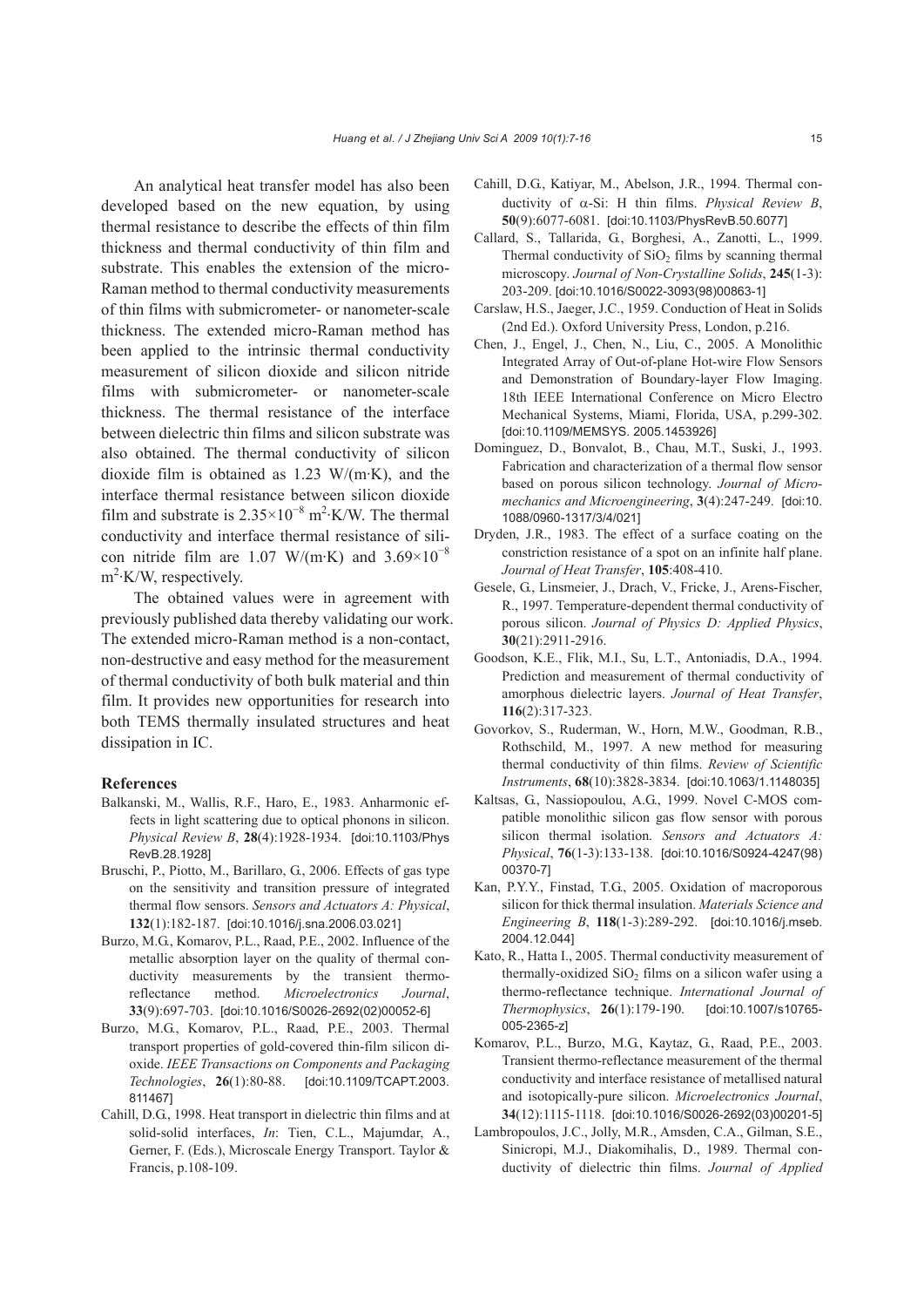An analytical heat transfer model has also been developed based on the new equation, by using thermal resistance to describe the effects of thin film thickness and thermal conductivity of thin film and substrate. This enables the extension of the micro-Raman method to thermal conductivity measurements of thin films with submicrometer- or nanometer-scale thickness. The extended micro-Raman method has been applied to the intrinsic thermal conductivity measurement of silicon dioxide and silicon nitride films with submicrometer- or nanometer-scale thickness. The thermal resistance of the interface between dielectric thin films and silicon substrate was also obtained. The thermal conductivity of silicon dioxide film is obtained as 1.23 W/(m·K), and the interface thermal resistance between silicon dioxide film and substrate is $2.35\times10^{-8}$ $m^2$·K/W. The thermal conductivity and interface thermal resistance of silicon nitride film are 1.07 W/(m·K) and $3.69\times10^{-8}$ $m^2$·K/W, respectively.

The obtained values were in agreement with previously published data thereby validating our work. The extended micro-Raman method is a non-contact, non-destructive and easy method for the measurement of thermal conductivity of both bulk material and thin film. It provides new opportunities for research into both TEMS thermally insulated structures and heat dissipation in IC.

## References

Balkanski, M., Wallis, R.F., Haro, E., 1983. Anharmonic effects in light scattering due to optical phonons in silicon. *Physical Review B*, **28**(4):1928-1934. [doi:10.1103/PhysRevB.28.1928]

Bruschi, P., Piotto, M., Barillaro, G., 2006. Effects of gas type on the sensitivity and transition pressure of integrated thermal flow sensors. *Sensors and Actuators A: Physical*, **132**(1):182-187. [doi:10.1016/j.sna.2006.03.021]

Burzo, M.G., Komarov, P.L., Raad, P.E., 2002. Influence of the metallic absorption layer on the quality of thermal conductivity measurements by the transient thermo-reflectance method. *Microelectronics Journal*, **33**(9):697-703. [doi:10.1016/S0026-2692(02)00052-6]

Burzo, M.G., Komarov, P.L., Raad, P.E., 2003. Thermal transport properties of gold-covered thin-film silicon dioxide. *IEEE Transactions on Components and Packaging Technologies*, **26**(1):80-88. [doi:10.1109/TCAPT.2003.811467]

Cahill, D.G., 1998. Heat transport in dielectric thin films and at solid-solid interfaces, *In*: Tien, C.L., Majumdar, A., Gerner, F. (Eds.), Microscale Energy Transport. Taylor & Francis, p.108-109.

Cahill, D.G., Katiyar, M., Abelson, J.R., 1994. Thermal conductivity of α-Si: H thin films. *Physical Review B*, **50**(9):6077-6081. [doi:10.1103/PhysRevB.50.6077]

Callard, S., Tallarida, G., Borghesi, A., Zanotti, L., 1999. Thermal conductivity of $SiO_2$ films by scanning thermal microscopy. *Journal of Non-Crystalline Solids*, **245**(1-3): 203-209. [doi:10.1016/S0022-3093(98)00863-1]

Carslaw, H.S., Jaeger, J.C., 1959. Conduction of Heat in Solids (2nd Ed.). Oxford University Press, London, p.216.

Chen, J., Engel, J., Chen, N., Liu, C., 2005. A Monolithic Integrated Array of Out-of-plane Hot-wire Flow Sensors and Demonstration of Boundary-layer Flow Imaging. 18th IEEE International Conference on Micro Electro Mechanical Systems, Miami, Florida, USA, p.299-302. [doi:10.1109/MEMSYS. 2005.1453926]

Dominguez, D., Bonvalot, B., Chau, M.T., Suski, J., 1993. Fabrication and characterization of a thermal flow sensor based on porous silicon technology. *Journal of Micromechanics and Microengineering*, **3**(4):247-249. [doi:10.1088/0960-1317/3/4/021]

Dryden, J.R., 1983. The effect of a surface coating on the constriction resistance of a spot on an infinite half plane. *Journal of Heat Transfer*, **105**:408-410.

Gesele, G., Linsmeier, J., Drach, V., Fricke, J., Arens-Fischer, R., 1997. Temperature-dependent thermal conductivity of porous silicon. *Journal of Physics D: Applied Physics*, **30**(21):2911-2916.

Goodson, K.E., Flik, M.I., Su, L.T., Antoniadis, D.A., 1994. Prediction and measurement of thermal conductivity of amorphous dielectric layers. *Journal of Heat Transfer*, **116**(2):317-323.

Govorkov, S., Ruderman, W., Horn, M.W., Goodman, R.B., Rothschild, M., 1997. A new method for measuring thermal conductivity of thin films. *Review of Scientific Instruments*, **68**(10):3828-3834. [doi:10.1063/1.1148035]

Kaltsas, G., Nassiopoulou, A.G., 1999. Novel C-MOS compatible monolithic silicon gas flow sensor with porous silicon thermal isolation. *Sensors and Actuators A: Physical*, **76**(1-3):133-138. [doi:10.1016/S0924-4247(98)00370-7]

Kan, P.Y.Y., Finstad, T.G., 2005. Oxidation of macroporous silicon for thick thermal insulation. *Materials Science and Engineering B*, **118**(1-3):289-292. [doi:10.1016/j.mseb.2004.12.044]

Kato, R., Hatta I., 2005. Thermal conductivity measurement of thermally-oxidized $SiO_2$ films on a silicon wafer using a thermo-reflectance technique. *International Journal of Thermophysics*, **26**(1):179-190. [doi:10.1007/s10765-005-2365-z]

Komarov, P.L., Burzo, M.G., Kaytaz, G., Raad, P.E., 2003. Transient thermo-reflectance measurement of the thermal conductivity and interface resistance of metallised natural and isotopically-pure silicon. *Microelectronics Journal*, **34**(12):1115-1118. [doi:10.1016/S0026-2692(03)00201-5]

Lambropoulos, J.C., Jolly, M.R., Amsden, C.A., Gilman, S.E., Sinicropi, M.J., Diakomihalis, D., 1989. Thermal conductivity of dielectric thin films. *Journal of Applied*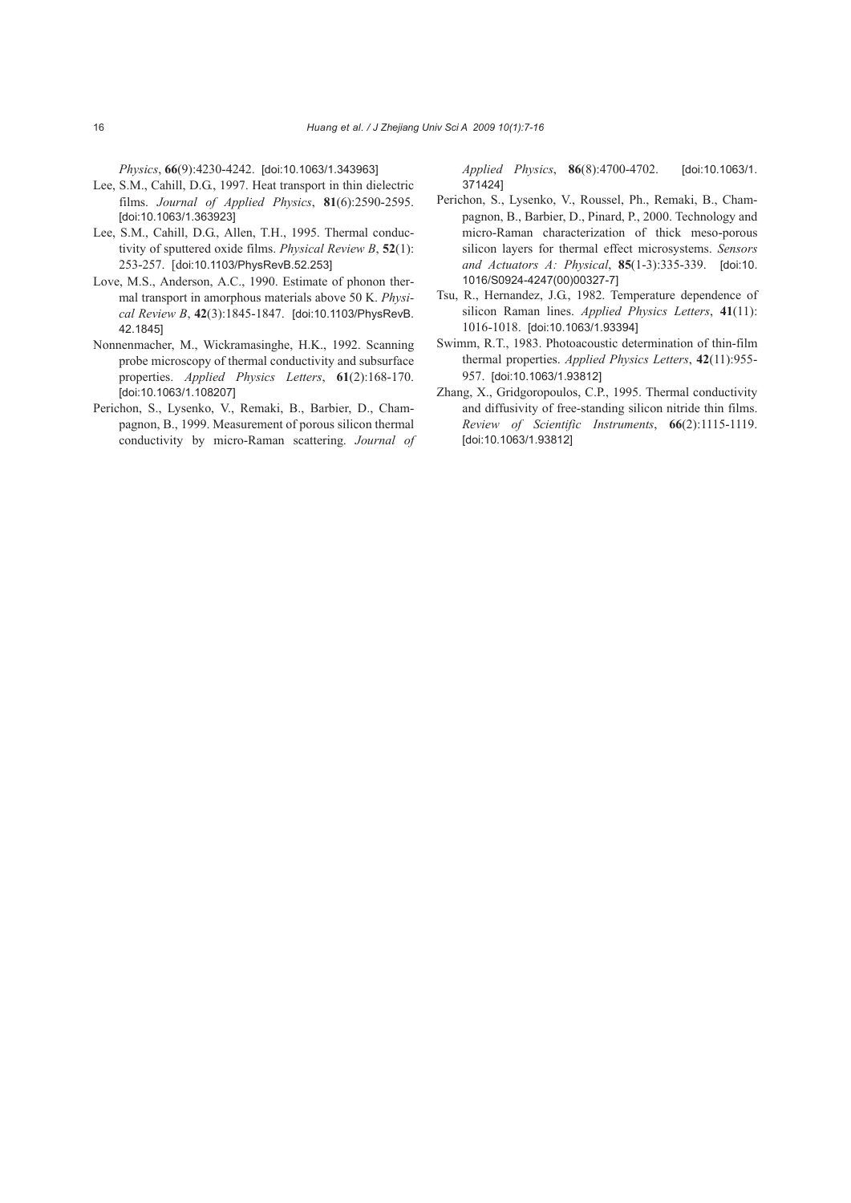*Physics*, **66**(9):4230-4242. [doi:10.1063/1.343963]

Lee, S.M., Cahill, D.G., 1997. Heat transport in thin dielectric films. *Journal of Applied Physics*, **81**(6):2590-2595. [doi:10.1063/1.363923]

Lee, S.M., Cahill, D.G., Allen, T.H., 1995. Thermal conductivity of sputtered oxide films. *Physical Review B*, **52**(1): 253-257. [doi:10.1103/PhysRevB.52.253]

Love, M.S., Anderson, A.C., 1990. Estimate of phonon thermal transport in amorphous materials above 50 K. *Physical Review B*, **42**(3):1845-1847. [doi:10.1103/PhysRevB.42.1845]

Nonnenmacher, M., Wickramasinghe, H.K., 1992. Scanning probe microscopy of thermal conductivity and subsurface properties. *Applied Physics Letters*, **61**(2):168-170. [doi:10.1063/1.108207]

Perichon, S., Lysenko, V., Remaki, B., Barbier, D., Champagnon, B., 1999. Measurement of porous silicon thermal conductivity by micro-Raman scattering. *Journal of Applied Physics*, **86**(8):4700-4702. [doi:10.1063/1.371424]

Perichon, S., Lysenko, V., Roussel, Ph., Remaki, B., Champagnon, B., Barbier, D., Pinard, P., 2000. Technology and micro-Raman characterization of thick meso-porous silicon layers for thermal effect microsystems. *Sensors and Actuators A: Physical*, **85**(1-3):335-339. [doi:10.1016/S0924-4247(00)00327-7]

Tsu, R., Hernandez, J.G., 1982. Temperature dependence of silicon Raman lines. *Applied Physics Letters*, **41**(11): 1016-1018. [doi:10.1063/1.93394]

Swimm, R.T., 1983. Photoacoustic determination of thin-film thermal properties. *Applied Physics Letters*, **42**(11):955-957. [doi:10.1063/1.93812]

Zhang, X., Gridgoropoulos, C.P., 1995. Thermal conductivity and diffusivity of free-standing silicon nitride thin films. *Review of Scientific Instruments*, **66**(2):1115-1119. [doi:10.1063/1.93812]